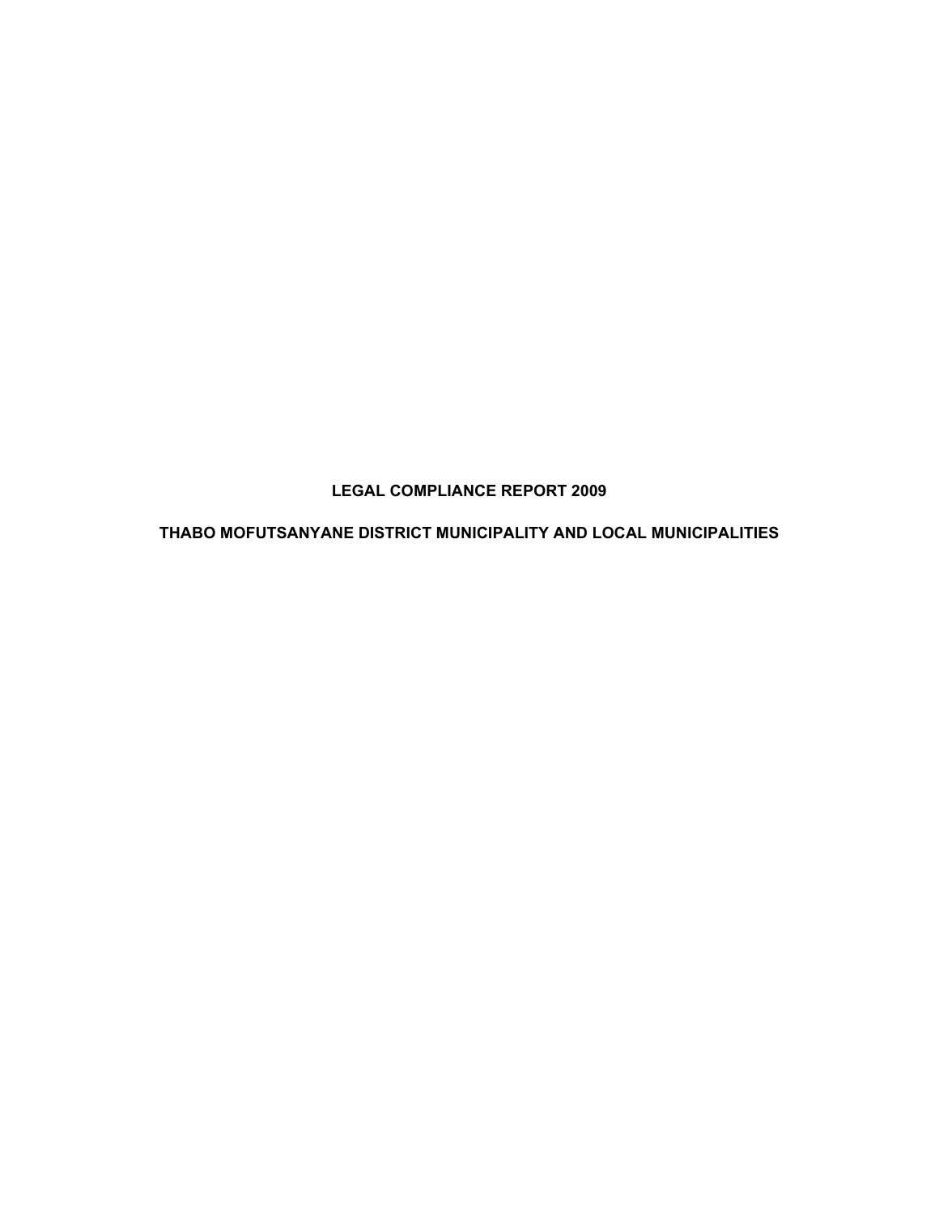# LEGAL COMPLIANCE REPORT 2009

## THABO MOFUTSANYANE DISTRICT MUNICIPALITY AND LOCAL MUNICIPALITIES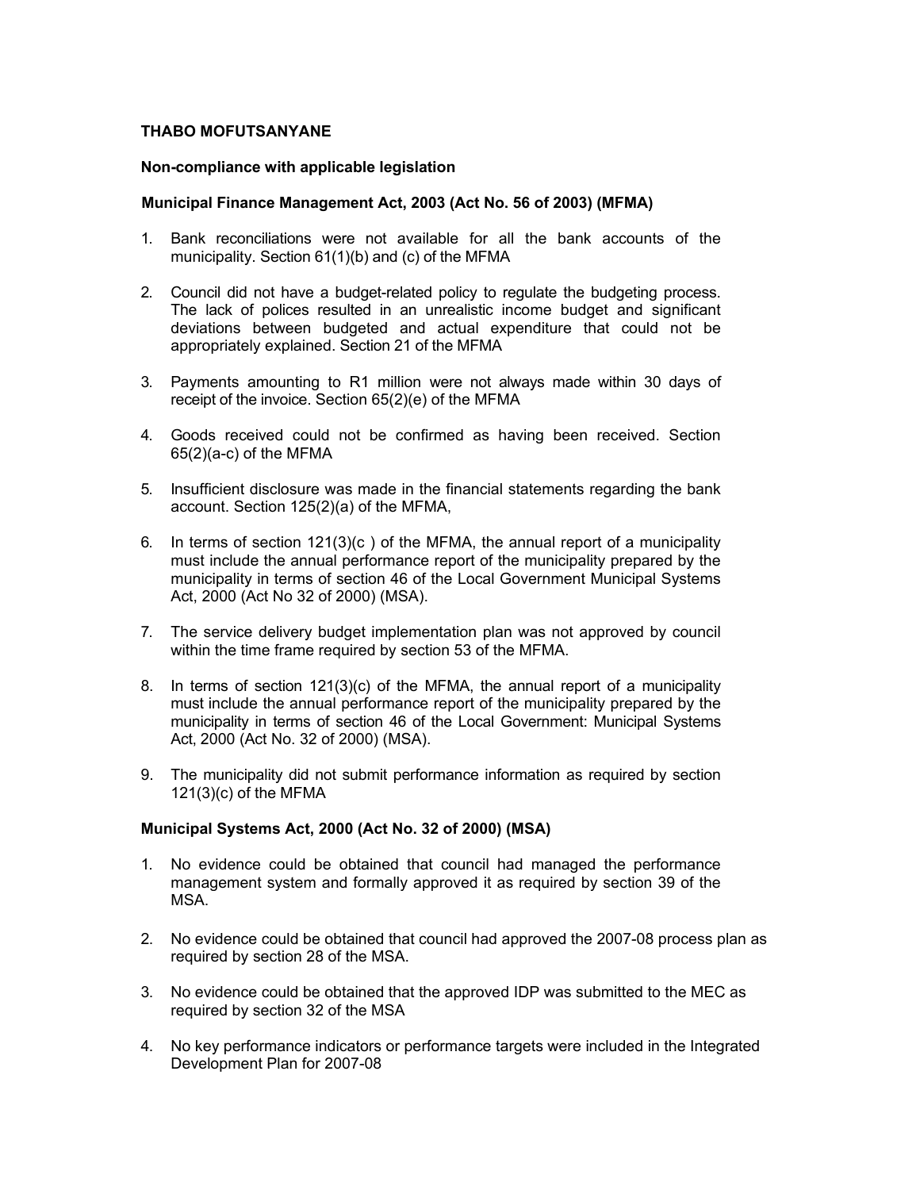**THABO MOFUTSANYANE**

**Non-compliance with applicable legislation**

**Municipal Finance Management Act, 2003 (Act No. 56 of 2003) (MFMA)**

1. Bank reconciliations were not available for all the bank accounts of the municipality. Section 61(1)(b) and (c) of the MFMA

2. Council did not have a budget-related policy to regulate the budgeting process. The lack of polices resulted in an unrealistic income budget and significant deviations between budgeted and actual expenditure that could not be appropriately explained. Section 21 of the MFMA

3. Payments amounting to R1 million were not always made within 30 days of receipt of the invoice. Section 65(2)(e) of the MFMA

4. Goods received could not be confirmed as having been received. Section 65(2)(a-c) of the MFMA

5. Insufficient disclosure was made in the financial statements regarding the bank account. Section 125(2)(a) of the MFMA,

6. In terms of section 121(3)(c ) of the MFMA, the annual report of a municipality must include the annual performance report of the municipality prepared by the municipality in terms of section 46 of the Local Government Municipal Systems Act, 2000 (Act No 32 of 2000) (MSA).

7. The service delivery budget implementation plan was not approved by council within the time frame required by section 53 of the MFMA.

8. In terms of section 121(3)(c) of the MFMA, the annual report of a municipality must include the annual performance report of the municipality prepared by the municipality in terms of section 46 of the Local Government: Municipal Systems Act, 2000 (Act No. 32 of 2000) (MSA).

9. The municipality did not submit performance information as required by section 121(3)(c) of the MFMA

**Municipal Systems Act, 2000 (Act No. 32 of 2000) (MSA)**

1. No evidence could be obtained that council had managed the performance management system and formally approved it as required by section 39 of the MSA.

2. No evidence could be obtained that council had approved the 2007-08 process plan as required by section 28 of the MSA.

3. No evidence could be obtained that the approved IDP was submitted to the MEC as required by section 32 of the MSA

4. No key performance indicators or performance targets were included in the Integrated Development Plan for 2007-08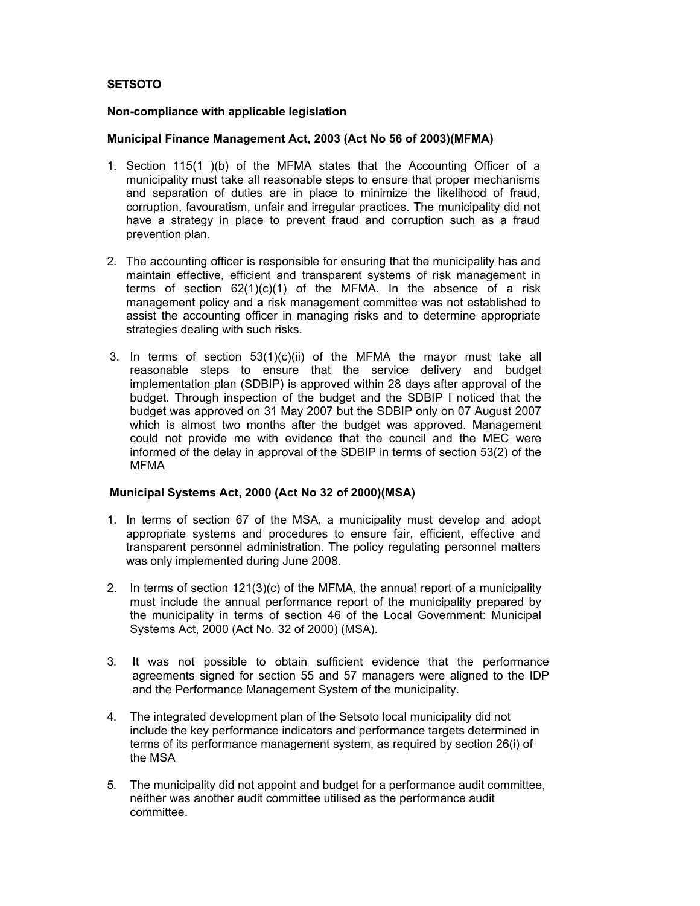**SETSOTO**

**Non-compliance with applicable legislation**

**Municipal Finance Management Act, 2003 (Act No 56 of 2003)(MFMA)**

1. Section 115(1 )(b) of the MFMA states that the Accounting Officer of a municipality must take all reasonable steps to ensure that proper mechanisms and separation of duties are in place to minimize the likelihood of fraud, corruption, favouratism, unfair and irregular practices. The municipality did not have a strategy in place to prevent fraud and corruption such as a fraud prevention plan.

2. The accounting officer is responsible for ensuring that the municipality has and maintain effective, efficient and transparent systems of risk management in terms of section 62(1)(c)(1) of the MFMA. In the absence of a risk management policy and **a** risk management committee was not established to assist the accounting officer in managing risks and to determine appropriate strategies dealing with such risks.

3. In terms of section 53(1)(c)(ii) of the MFMA the mayor must take all reasonable steps to ensure that the service delivery and budget implementation plan (SDBIP) is approved within 28 days after approval of the budget. Through inspection of the budget and the SDBIP I noticed that the budget was approved on 31 May 2007 but the SDBIP only on 07 August 2007 which is almost two months after the budget was approved. Management could not provide me with evidence that the council and the MEC were informed of the delay in approval of the SDBIP in terms of section 53(2) of the MFMA

**Municipal Systems Act, 2000 (Act No 32 of 2000)(MSA)**

1. In terms of section 67 of the MSA, a municipality must develop and adopt appropriate systems and procedures to ensure fair, efficient, effective and transparent personnel administration. The policy regulating personnel matters was only implemented during June 2008.

2. In terms of section 121(3)(c) of the MFMA, the annua! report of a municipality must include the annual performance report of the municipality prepared by the municipality in terms of section 46 of the Local Government: Municipal Systems Act, 2000 (Act No. 32 of 2000) (MSA).

3. It was not possible to obtain sufficient evidence that the performance agreements signed for section 55 and 57 managers were aligned to the IDP and the Performance Management System of the municipality.

4. The integrated development plan of the Setsoto local municipality did not include the key performance indicators and performance targets determined in terms of its performance management system, as required by section 26(i) of the MSA

5. The municipality did not appoint and budget for a performance audit committee, neither was another audit committee utilised as the performance audit committee.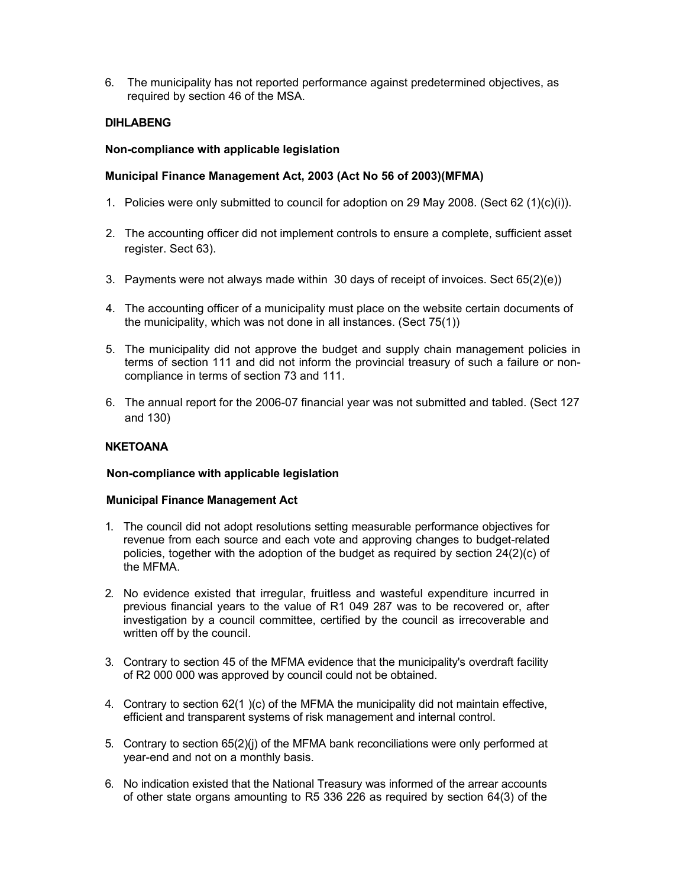6. The municipality has not reported performance against predetermined objectives, as required by section 46 of the MSA.

**DIHLABENG**

**Non-compliance with applicable legislation**

**Municipal Finance Management Act, 2003 (Act No 56 of 2003)(MFMA)**

1. Policies were only submitted to council for adoption on 29 May 2008. (Sect 62 (1)(c)(i)).

2. The accounting officer did not implement controls to ensure a complete, sufficient asset register. Sect 63).

3. Payments were not always made within 30 days of receipt of invoices. Sect 65(2)(e))

4. The accounting officer of a municipality must place on the website certain documents of the municipality, which was not done in all instances. (Sect 75(1))

5. The municipality did not approve the budget and supply chain management policies in terms of section 111 and did not inform the provincial treasury of such a failure or non-compliance in terms of section 73 and 111.

6. The annual report for the 2006-07 financial year was not submitted and tabled. (Sect 127 and 130)

**NKETOANA**

**Non-compliance with applicable legislation**

**Municipal Finance Management Act**

1. The council did not adopt resolutions setting measurable performance objectives for revenue from each source and each vote and approving changes to budget-related policies, together with the adoption of the budget as required by section 24(2)(c) of the MFMA.

2. No evidence existed that irregular, fruitless and wasteful expenditure incurred in previous financial years to the value of R1 049 287 was to be recovered or, after investigation by a council committee, certified by the council as irrecoverable and written off by the council.

3. Contrary to section 45 of the MFMA evidence that the municipality's overdraft facility of R2 000 000 was approved by council could not be obtained.

4. Contrary to section 62(1 )(c) of the MFMA the municipality did not maintain effective, efficient and transparent systems of risk management and internal control.

5. Contrary to section 65(2)(j) of the MFMA bank reconciliations were only performed at year-end and not on a monthly basis.

6. No indication existed that the National Treasury was informed of the arrear accounts of other state organs amounting to R5 336 226 as required by section 64(3) of the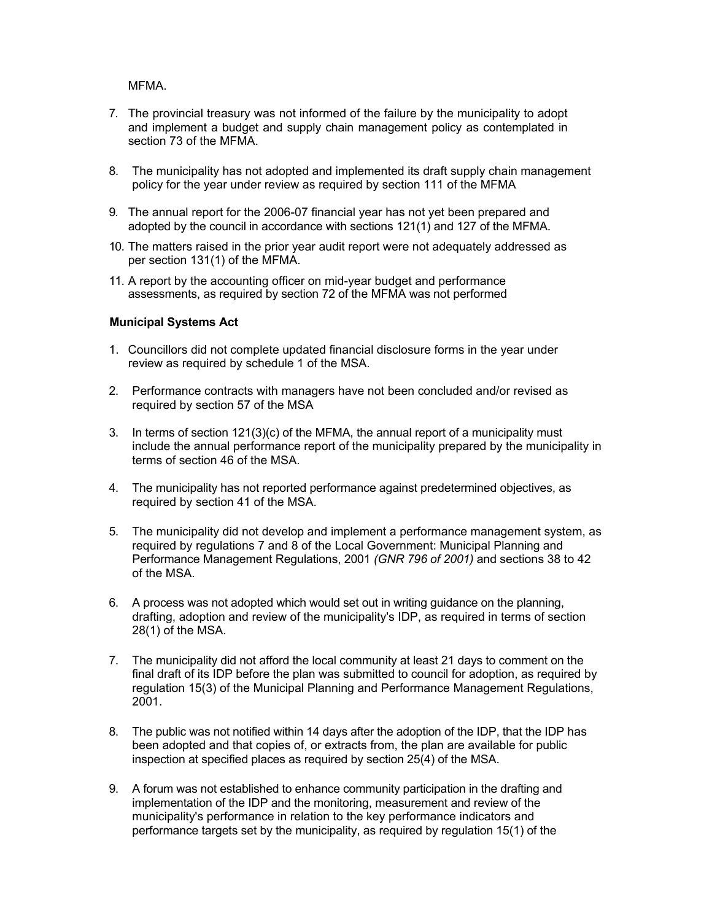MFMA.

7. The provincial treasury was not informed of the failure by the municipality to adopt and implement a budget and supply chain management policy as contemplated in section 73 of the MFMA.
8. The municipality has not adopted and implemented its draft supply chain management policy for the year under review as required by section 111 of the MFMA
9. The annual report for the 2006-07 financial year has not yet been prepared and adopted by the council in accordance with sections 121(1) and 127 of the MFMA.
10. The matters raised in the prior year audit report were not adequately addressed as per section 131(1) of the MFMA.
11. A report by the accounting officer on mid-year budget and performance assessments, as required by section 72 of the MFMA was not performed

**Municipal Systems Act**

1. Councillors did not complete updated financial disclosure forms in the year under review as required by schedule 1 of the MSA.
2. Performance contracts with managers have not been concluded and/or revised as required by section 57 of the MSA
3. In terms of section 121(3)(c) of the MFMA, the annual report of a municipality must include the annual performance report of the municipality prepared by the municipality in terms of section 46 of the MSA.
4. The municipality has not reported performance against predetermined objectives, as required by section 41 of the MSA.
5. The municipality did not develop and implement a performance management system, as required by regulations 7 and 8 of the Local Government: Municipal Planning and Performance Management Regulations, 2001 *(GNR 796 of 2001)* and sections 38 to 42 of the MSA.
6. A process was not adopted which would set out in writing guidance on the planning, drafting, adoption and review of the municipality's IDP, as required in terms of section 28(1) of the MSA.
7. The municipality did not afford the local community at least 21 days to comment on the final draft of its IDP before the plan was submitted to council for adoption, as required by regulation 15(3) of the Municipal Planning and Performance Management Regulations, 2001.
8. The public was not notified within 14 days after the adoption of the IDP, that the IDP has been adopted and that copies of, or extracts from, the plan are available for public inspection at specified places as required by section 25(4) of the MSA.
9. A forum was not established to enhance community participation in the drafting and implementation of the IDP and the monitoring, measurement and review of the municipality's performance in relation to the key performance indicators and performance targets set by the municipality, as required by regulation 15(1) of the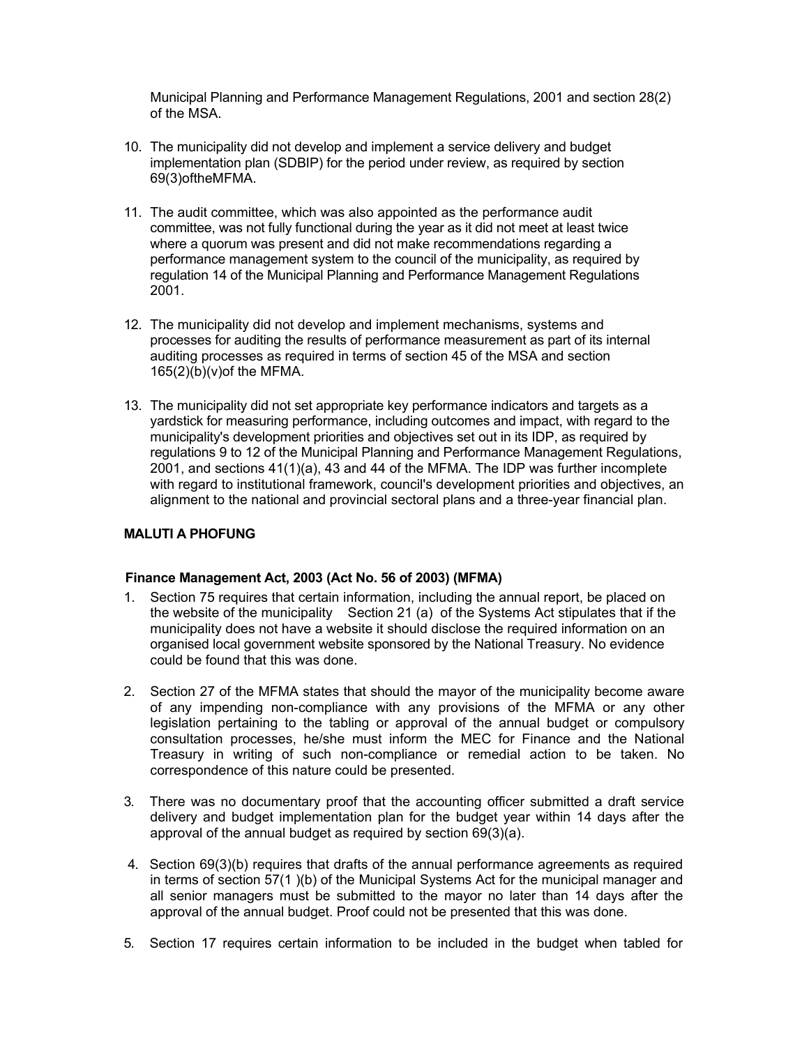Municipal Planning and Performance Management Regulations, 2001 and section 28(2) of the MSA.

10. The municipality did not develop and implement a service delivery and budget implementation plan (SDBIP) for the period under review, as required by section 69(3)oftheMFMA.

11. The audit committee, which was also appointed as the performance audit committee, was not fully functional during the year as it did not meet at least twice where a quorum was present and did not make recommendations regarding a performance management system to the council of the municipality, as required by regulation 14 of the Municipal Planning and Performance Management Regulations 2001.

12. The municipality did not develop and implement mechanisms, systems and processes for auditing the results of performance measurement as part of its internal auditing processes as required in terms of section 45 of the MSA and section 165(2)(b)(v)of the MFMA.

13. The municipality did not set appropriate key performance indicators and targets as a yardstick for measuring performance, including outcomes and impact, with regard to the municipality's development priorities and objectives set out in its IDP, as required by regulations 9 to 12 of the Municipal Planning and Performance Management Regulations, 2001, and sections 41(1)(a), 43 and 44 of the MFMA. The IDP was further incomplete with regard to institutional framework, council's development priorities and objectives, an alignment to the national and provincial sectoral plans and a three-year financial plan.

**MALUTI A PHOFUNG**

**Finance Management Act, 2003 (Act No. 56 of 2003) (MFMA)**

1. Section 75 requires that certain information, including the annual report, be placed on the website of the municipality Section 21 (a) of the Systems Act stipulates that if the municipality does not have a website it should disclose the required information on an organised local government website sponsored by the National Treasury. No evidence could be found that this was done.

2. Section 27 of the MFMA states that should the mayor of the municipality become aware of any impending non-compliance with any provisions of the MFMA or any other legislation pertaining to the tabling or approval of the annual budget or compulsory consultation processes, he/she must inform the MEC for Finance and the National Treasury in writing of such non-compliance or remedial action to be taken. No correspondence of this nature could be presented.

3. There was no documentary proof that the accounting officer submitted a draft service delivery and budget implementation plan for the budget year within 14 days after the approval of the annual budget as required by section 69(3)(a).

4. Section 69(3)(b) requires that drafts of the annual performance agreements as required in terms of section 57(1 )(b) of the Municipal Systems Act for the municipal manager and all senior managers must be submitted to the mayor no later than 14 days after the approval of the annual budget. Proof could not be presented that this was done.

5. Section 17 requires certain information to be included in the budget when tabled for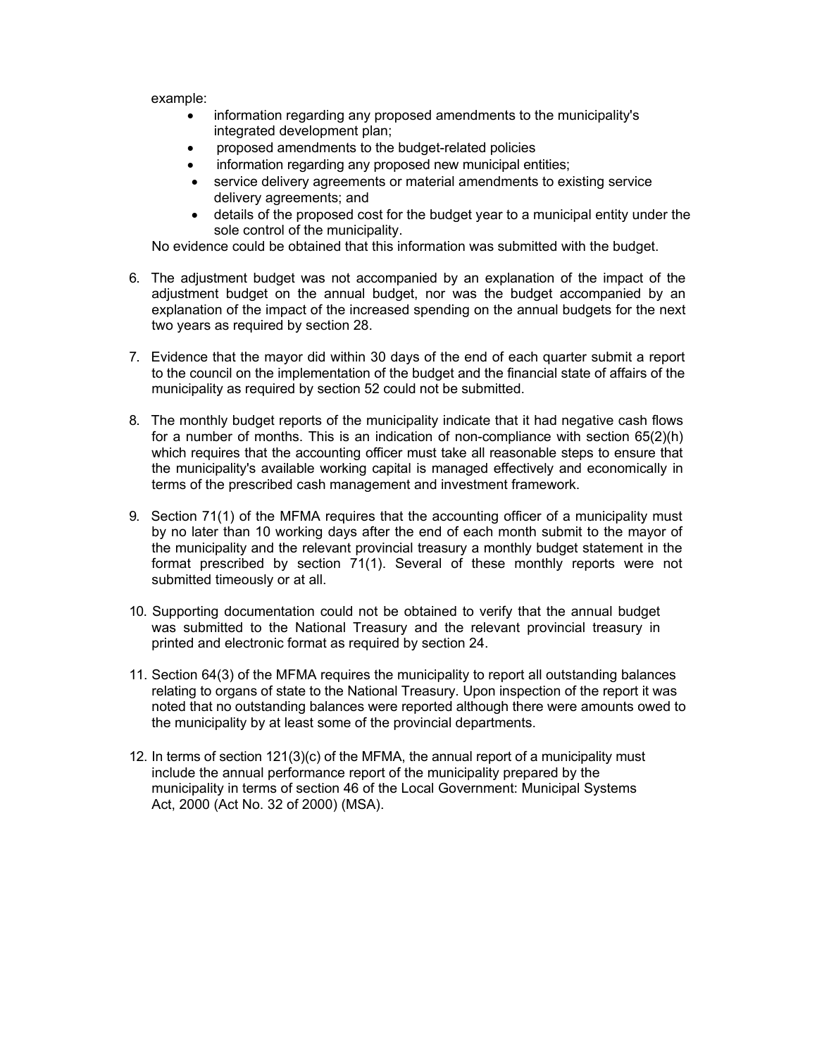example:

- information regarding any proposed amendments to the municipality's integrated development plan;
- proposed amendments to the budget-related policies
- information regarding any proposed new municipal entities;
- service delivery agreements or material amendments to existing service delivery agreements; and
- details of the proposed cost for the budget year to a municipal entity under the sole control of the municipality.

No evidence could be obtained that this information was submitted with the budget.

6. The adjustment budget was not accompanied by an explanation of the impact of the adjustment budget on the annual budget, nor was the budget accompanied by an explanation of the impact of the increased spending on the annual budgets for the next two years as required by section 28.

7. Evidence that the mayor did within 30 days of the end of each quarter submit a report to the council on the implementation of the budget and the financial state of affairs of the municipality as required by section 52 could not be submitted.

8. The monthly budget reports of the municipality indicate that it had negative cash flows for a number of months. This is an indication of non-compliance with section 65(2)(h) which requires that the accounting officer must take all reasonable steps to ensure that the municipality's available working capital is managed effectively and economically in terms of the prescribed cash management and investment framework.

9. Section 71(1) of the MFMA requires that the accounting officer of a municipality must by no later than 10 working days after the end of each month submit to the mayor of the municipality and the relevant provincial treasury a monthly budget statement in the format prescribed by section 71(1). Several of these monthly reports were not submitted timeously or at all.

10. Supporting documentation could not be obtained to verify that the annual budget was submitted to the National Treasury and the relevant provincial treasury in printed and electronic format as required by section 24.

11. Section 64(3) of the MFMA requires the municipality to report all outstanding balances relating to organs of state to the National Treasury. Upon inspection of the report it was noted that no outstanding balances were reported although there were amounts owed to the municipality by at least some of the provincial departments.

12. In terms of section 121(3)(c) of the MFMA, the annual report of a municipality must include the annual performance report of the municipality prepared by the municipality in terms of section 46 of the Local Government: Municipal Systems Act, 2000 (Act No. 32 of 2000) (MSA).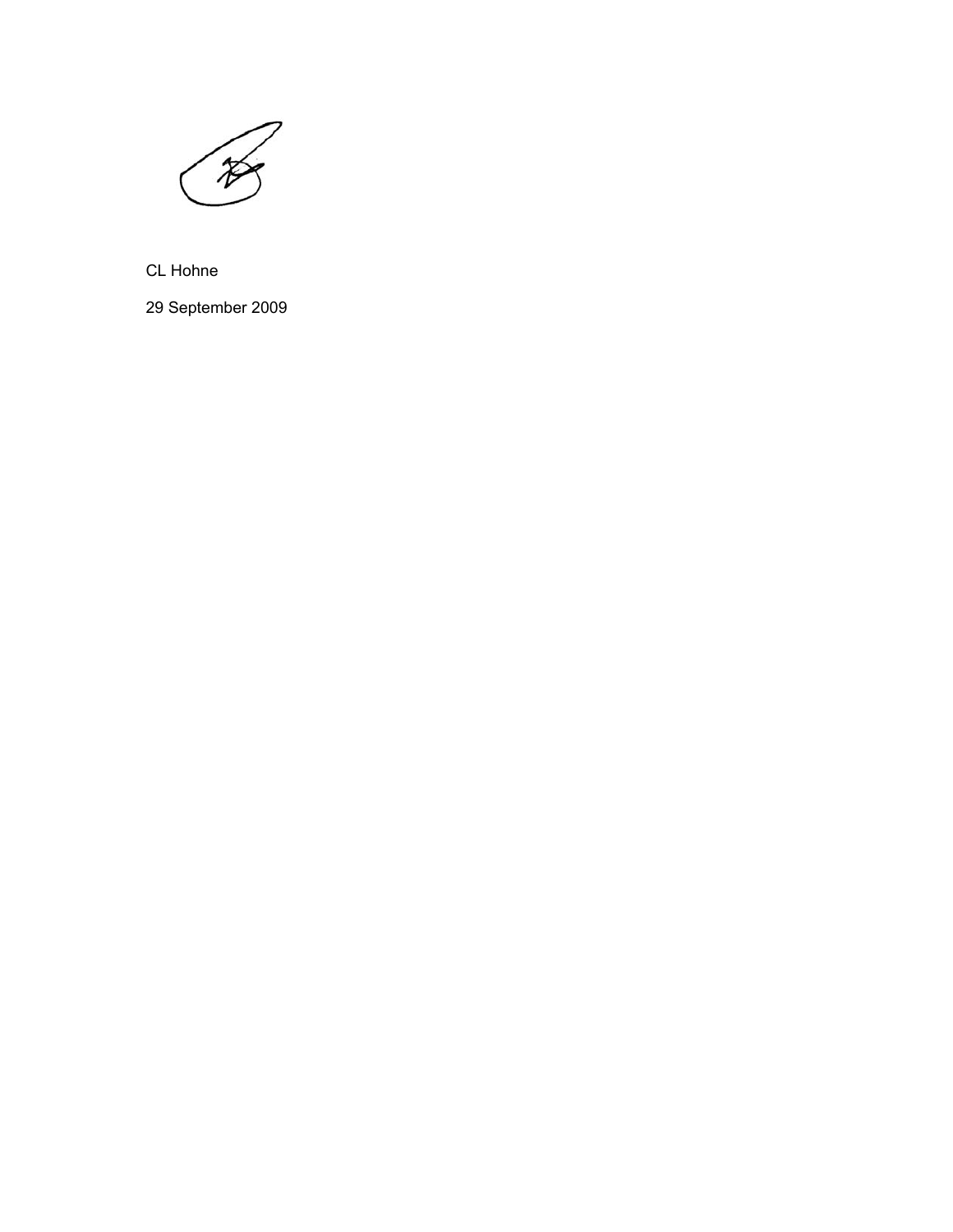CL Hohne

29 September 2009